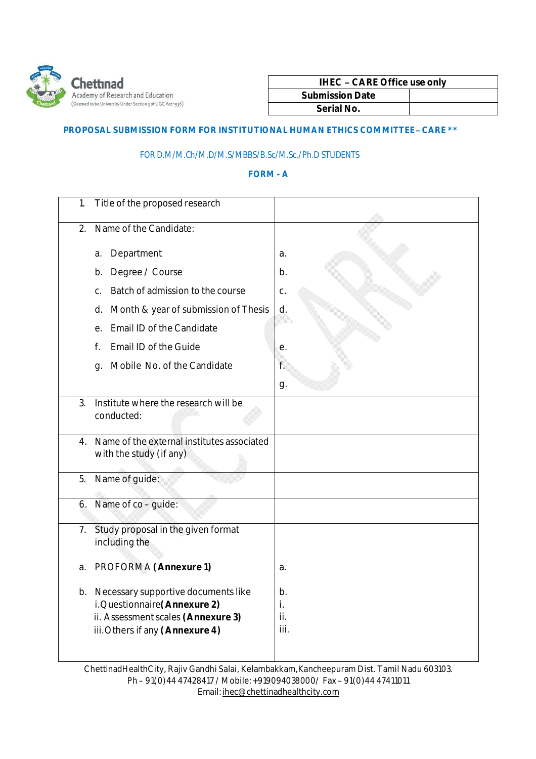Chettinad
Academy of Research and Education
(Deemed to be University Under Section 3 of UGC Act 1956)

| IHEC – CARE Office use only | |
|---|---|
| Submission Date | |
| Serial No. | |

## PROPOSAL SUBMISSION FORM FOR INSTITUTIONAL HUMAN ETHICS COMMITTEE– CARE **

FOR D.M/M.Ch/M.D/M.S/MBBS/B.Sc/M.Sc./Ph.D STUDENTS

### FORM - A

| | |
|---|---|
| 1. Title of the proposed research | |
| 2. Name of the Candidate:<br><br>a. Department<br>b. Degree / Course<br>c. Batch of admission to the course<br>d. Month & year of submission of Thesis<br>e. Email ID of the Candidate<br>f. Email ID of the Guide<br>g. Mobile No. of the Candidate | a.<br>b.<br>c.<br>d.<br>e.<br>f.<br>g. |
| 3. Institute where the research will be conducted: | |
| 4. Name of the external institutes associated with the study (if any) | |
| 5. Name of guide: | |
| 6. Name of co – guide: | |
| 7. Study proposal in the given format including the<br><br>a. PROFORMA **(Annexure 1)**<br><br>b. Necessary supportive documents like<br>i. Questionnaire **(Annexure 2)**<br>ii. Assessment scales **(Annexure 3)**<br>iii. Others if any **(Annexure 4)** | <br><br>a.<br><br>b.<br>i.<br>ii.<br>iii. |

ChettinadHealthCity, Rajiv Gandhi Salai, Kelambakkam, Kancheepuram Dist. Tamil Nadu 603103.
Ph – 91(0)44 47428417 / Mobile: +919094038000 / Fax – 91(0)44 47411011
Email: ihec@chettinadhealthcity.com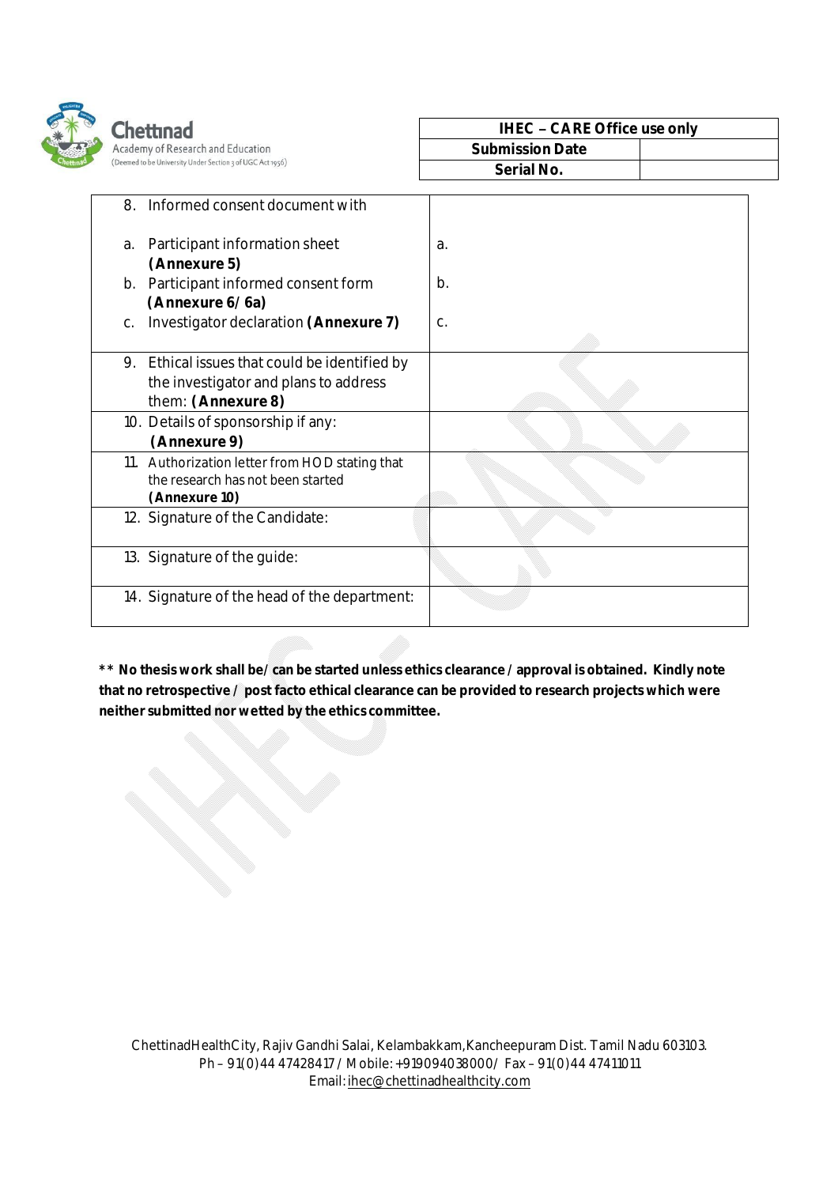| IHEC – CARE Office use only | |
|---|---|
| Submission Date | |
| Serial No. | |

| | |
|---|---|
| 8. Informed consent document with<br><br>a. Participant information sheet **(Annexure 5)**<br>b. Participant informed consent form **(Annexure 6/ 6a)**<br>c. Investigator declaration **(Annexure 7)** | <br><br>a.<br>b.<br>c. |
| 9. Ethical issues that could be identified by the investigator and plans to address them: **(Annexure 8)** | |
| 10. Details of sponsorship if any: **(Annexure 9)** | |
| 11. Authorization letter from HOD stating that the research has not been started **(Annexure 10)** | |
| 12. Signature of the Candidate: | |
| 13. Signature of the guide: | |
| 14. Signature of the head of the department: | |

**** No thesis work shall be/ can be started unless ethics clearance / approval is obtained. Kindly note that no retrospective / post facto ethical clearance can be provided to research projects which were neither submitted nor wetted by the ethics committee.**

ChettinadHealthCity, Rajiv Gandhi Salai, Kelambakkam,Kancheepuram Dist. Tamil Nadu 603103.
Ph – 91(0)44 47428417 / Mobile: +919094038000/ Fax – 91(0)44 47411011
Email: ihec@chettinadhealthcity.com